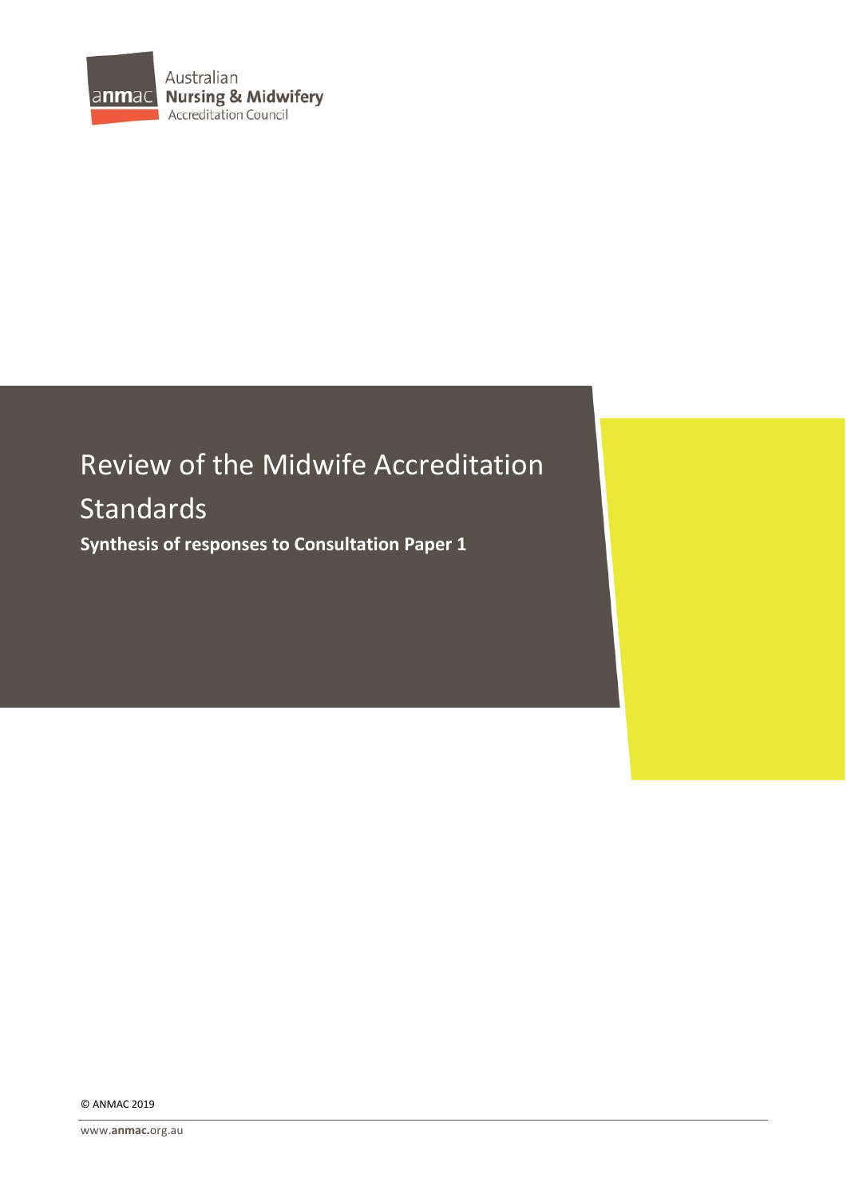Australian
**Nursing & Midwifery**
Accreditation Council

# Review of the Midwife Accreditation Standards

**Synthesis of responses to Consultation Paper 1**

© ANMAC 2019

www.anmac.org.au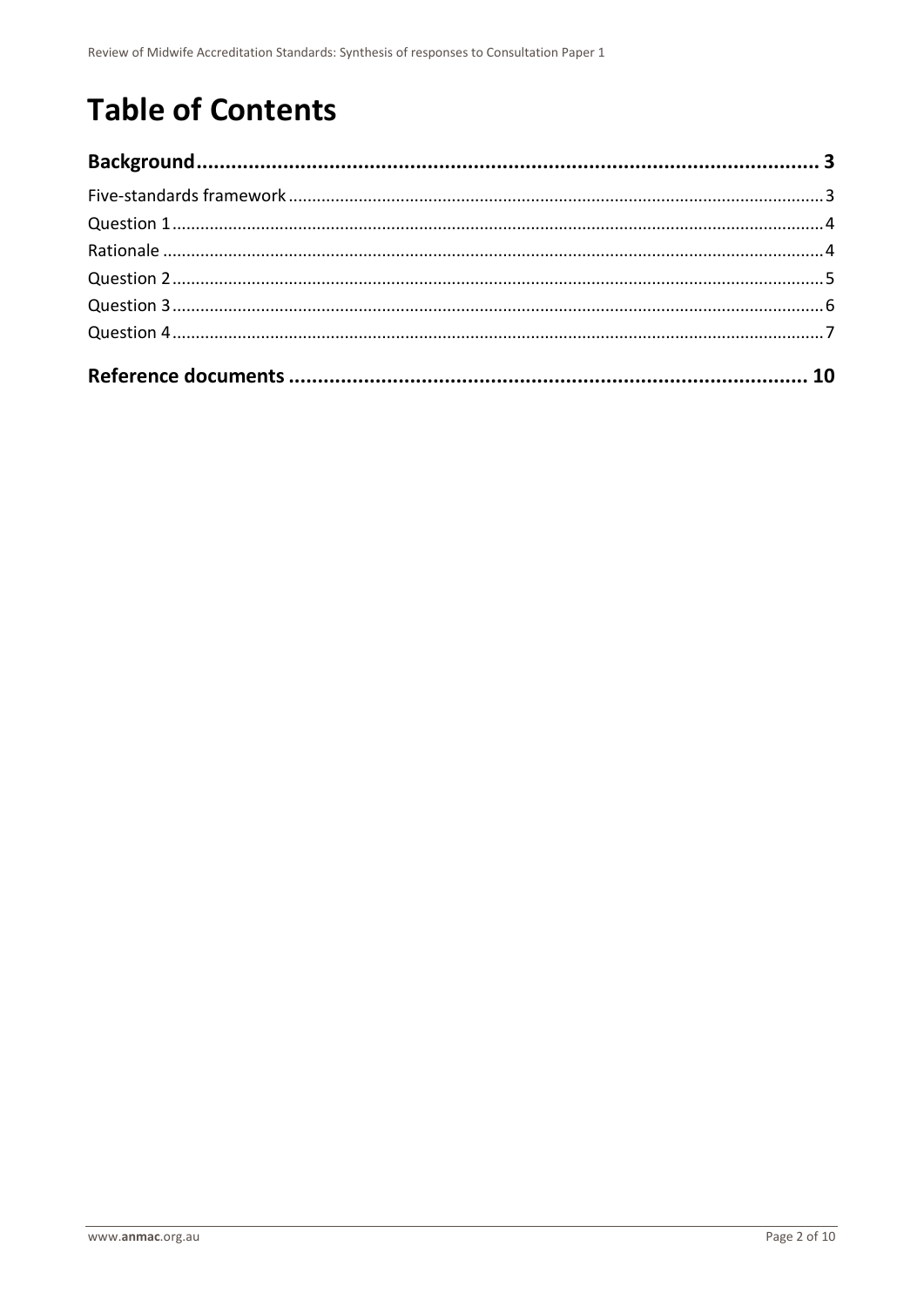# Table of Contents

**Background** .......... **3**

Five-standards framework .......... 3

Question 1 .......... 4

Rationale .......... 4

Question 2 .......... 5

Question 3 .......... 6

Question 4 .......... 7

**Reference documents** .......... **10**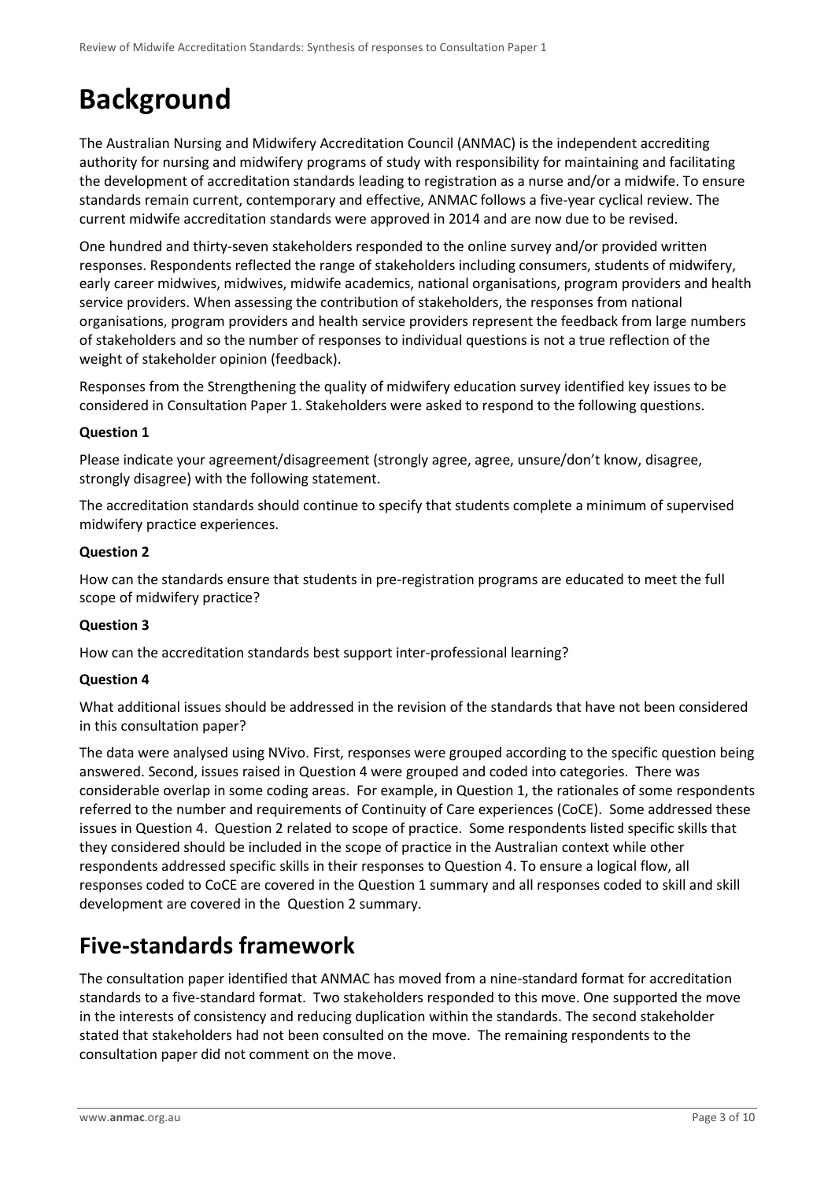# Background

The Australian Nursing and Midwifery Accreditation Council (ANMAC) is the independent accrediting authority for nursing and midwifery programs of study with responsibility for maintaining and facilitating the development of accreditation standards leading to registration as a nurse and/or a midwife. To ensure standards remain current, contemporary and effective, ANMAC follows a five-year cyclical review. The current midwife accreditation standards were approved in 2014 and are now due to be revised.

One hundred and thirty-seven stakeholders responded to the online survey and/or provided written responses. Respondents reflected the range of stakeholders including consumers, students of midwifery, early career midwives, midwives, midwife academics, national organisations, program providers and health service providers. When assessing the contribution of stakeholders, the responses from national organisations, program providers and health service providers represent the feedback from large numbers of stakeholders and so the number of responses to individual questions is not a true reflection of the weight of stakeholder opinion (feedback).

Responses from the Strengthening the quality of midwifery education survey identified key issues to be considered in Consultation Paper 1. Stakeholders were asked to respond to the following questions.

**Question 1**

Please indicate your agreement/disagreement (strongly agree, agree, unsure/don't know, disagree, strongly disagree) with the following statement.

The accreditation standards should continue to specify that students complete a minimum of supervised midwifery practice experiences.

**Question 2**

How can the standards ensure that students in pre-registration programs are educated to meet the full scope of midwifery practice?

**Question 3**

How can the accreditation standards best support inter-professional learning?

**Question 4**

What additional issues should be addressed in the revision of the standards that have not been considered in this consultation paper?

The data were analysed using NVivo. First, responses were grouped according to the specific question being answered. Second, issues raised in Question 4 were grouped and coded into categories. There was considerable overlap in some coding areas. For example, in Question 1, the rationales of some respondents referred to the number and requirements of Continuity of Care experiences (CoCE). Some addressed these issues in Question 4. Question 2 related to scope of practice. Some respondents listed specific skills that they considered should be included in the scope of practice in the Australian context while other respondents addressed specific skills in their responses to Question 4. To ensure a logical flow, all responses coded to CoCE are covered in the Question 1 summary and all responses coded to skill and skill development are covered in the Question 2 summary.

# Five-standards framework

The consultation paper identified that ANMAC has moved from a nine-standard format for accreditation standards to a five-standard format. Two stakeholders responded to this move. One supported the move in the interests of consistency and reducing duplication within the standards. The second stakeholder stated that stakeholders had not been consulted on the move. The remaining respondents to the consultation paper did not comment on the move.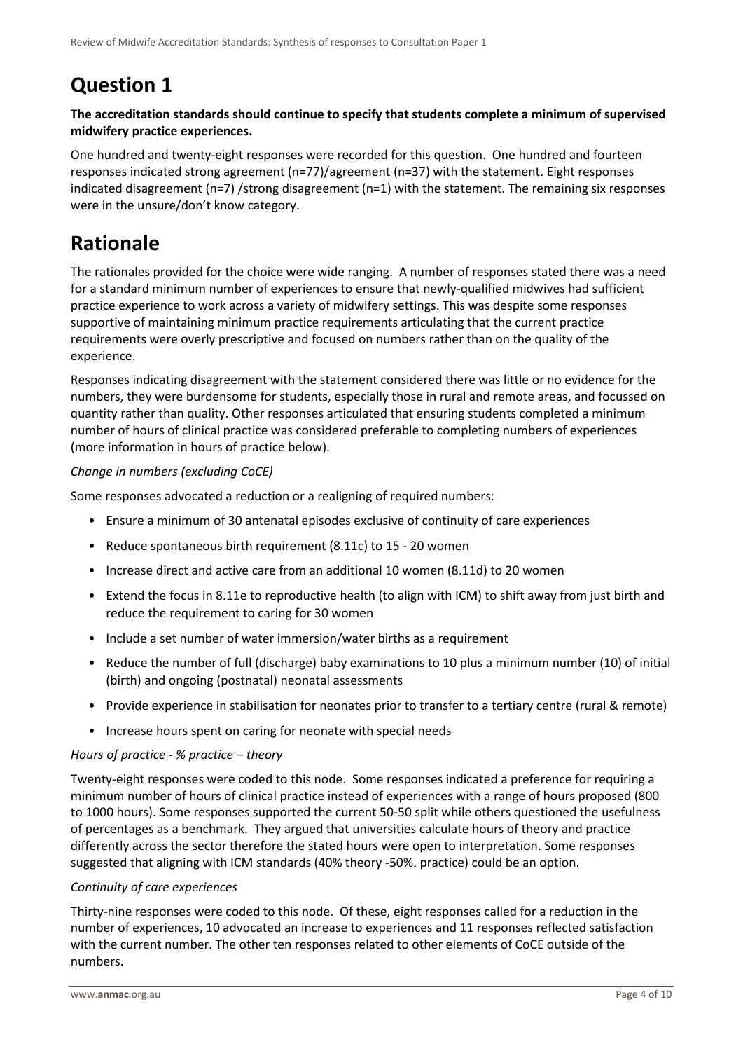# Question 1

**The accreditation standards should continue to specify that students complete a minimum of supervised midwifery practice experiences.**

One hundred and twenty-eight responses were recorded for this question. One hundred and fourteen responses indicated strong agreement (n=77)/agreement (n=37) with the statement. Eight responses indicated disagreement (n=7) /strong disagreement (n=1) with the statement. The remaining six responses were in the unsure/don't know category.

# Rationale

The rationales provided for the choice were wide ranging. A number of responses stated there was a need for a standard minimum number of experiences to ensure that newly-qualified midwives had sufficient practice experience to work across a variety of midwifery settings. This was despite some responses supportive of maintaining minimum practice requirements articulating that the current practice requirements were overly prescriptive and focused on numbers rather than on the quality of the experience.

Responses indicating disagreement with the statement considered there was little or no evidence for the numbers, they were burdensome for students, especially those in rural and remote areas, and focussed on quantity rather than quality. Other responses articulated that ensuring students completed a minimum number of hours of clinical practice was considered preferable to completing numbers of experiences (more information in hours of practice below).

*Change in numbers (excluding CoCE)*

Some responses advocated a reduction or a realigning of required numbers:

- Ensure a minimum of 30 antenatal episodes exclusive of continuity of care experiences
- Reduce spontaneous birth requirement (8.11c) to 15 - 20 women
- Increase direct and active care from an additional 10 women (8.11d) to 20 women
- Extend the focus in 8.11e to reproductive health (to align with ICM) to shift away from just birth and reduce the requirement to caring for 30 women
- Include a set number of water immersion/water births as a requirement
- Reduce the number of full (discharge) baby examinations to 10 plus a minimum number (10) of initial (birth) and ongoing (postnatal) neonatal assessments
- Provide experience in stabilisation for neonates prior to transfer to a tertiary centre (rural & remote)
- Increase hours spent on caring for neonate with special needs

*Hours of practice - % practice – theory*

Twenty-eight responses were coded to this node. Some responses indicated a preference for requiring a minimum number of hours of clinical practice instead of experiences with a range of hours proposed (800 to 1000 hours). Some responses supported the current 50-50 split while others questioned the usefulness of percentages as a benchmark. They argued that universities calculate hours of theory and practice differently across the sector therefore the stated hours were open to interpretation. Some responses suggested that aligning with ICM standards (40% theory -50%. practice) could be an option.

*Continuity of care experiences*

Thirty-nine responses were coded to this node. Of these, eight responses called for a reduction in the number of experiences, 10 advocated an increase to experiences and 11 responses reflected satisfaction with the current number. The other ten responses related to other elements of CoCE outside of the numbers.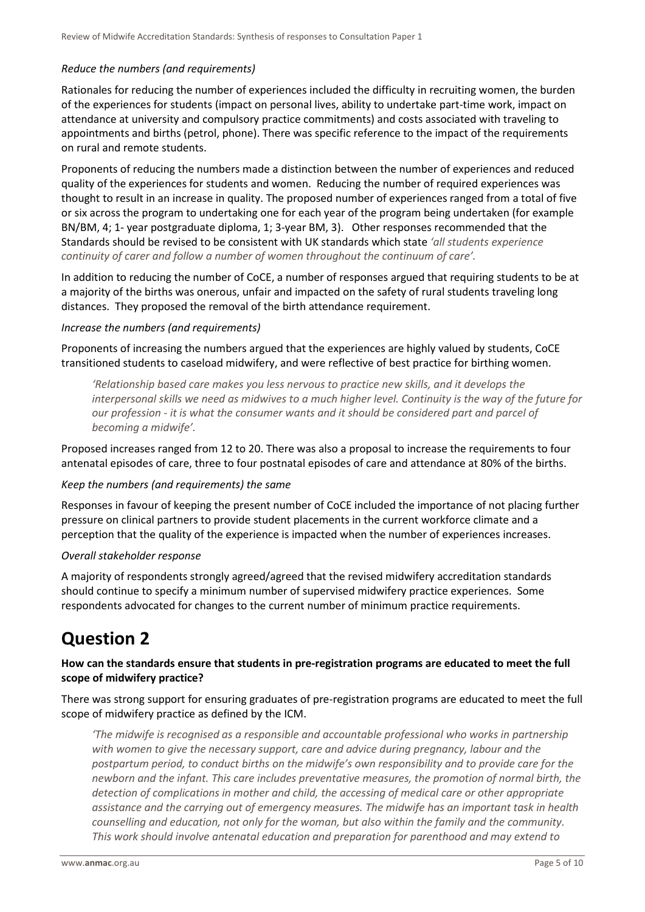*Reduce the numbers (and requirements)*

Rationales for reducing the number of experiences included the difficulty in recruiting women, the burden of the experiences for students (impact on personal lives, ability to undertake part-time work, impact on attendance at university and compulsory practice commitments) and costs associated with traveling to appointments and births (petrol, phone). There was specific reference to the impact of the requirements on rural and remote students.

Proponents of reducing the numbers made a distinction between the number of experiences and reduced quality of the experiences for students and women. Reducing the number of required experiences was thought to result in an increase in quality. The proposed number of experiences ranged from a total of five or six across the program to undertaking one for each year of the program being undertaken (for example BN/BM, 4; 1- year postgraduate diploma, 1; 3-year BM, 3). Other responses recommended that the Standards should be revised to be consistent with UK standards which state *'all students experience continuity of carer and follow a number of women throughout the continuum of care'.*

In addition to reducing the number of CoCE, a number of responses argued that requiring students to be at a majority of the births was onerous, unfair and impacted on the safety of rural students traveling long distances. They proposed the removal of the birth attendance requirement.

*Increase the numbers (and requirements)*

Proponents of increasing the numbers argued that the experiences are highly valued by students, CoCE transitioned students to caseload midwifery, and were reflective of best practice for birthing women.

> *'Relationship based care makes you less nervous to practice new skills, and it develops the interpersonal skills we need as midwives to a much higher level. Continuity is the way of the future for our profession - it is what the consumer wants and it should be considered part and parcel of becoming a midwife'.*

Proposed increases ranged from 12 to 20. There was also a proposal to increase the requirements to four antenatal episodes of care, three to four postnatal episodes of care and attendance at 80% of the births.

*Keep the numbers (and requirements) the same*

Responses in favour of keeping the present number of CoCE included the importance of not placing further pressure on clinical partners to provide student placements in the current workforce climate and a perception that the quality of the experience is impacted when the number of experiences increases.

*Overall stakeholder response*

A majority of respondents strongly agreed/agreed that the revised midwifery accreditation standards should continue to specify a minimum number of supervised midwifery practice experiences. Some respondents advocated for changes to the current number of minimum practice requirements.

# Question 2

**How can the standards ensure that students in pre-registration programs are educated to meet the full scope of midwifery practice?**

There was strong support for ensuring graduates of pre-registration programs are educated to meet the full scope of midwifery practice as defined by the ICM.

> *'The midwife is recognised as a responsible and accountable professional who works in partnership with women to give the necessary support, care and advice during pregnancy, labour and the postpartum period, to conduct births on the midwife's own responsibility and to provide care for the newborn and the infant. This care includes preventative measures, the promotion of normal birth, the detection of complications in mother and child, the accessing of medical care or other appropriate assistance and the carrying out of emergency measures. The midwife has an important task in health counselling and education, not only for the woman, but also within the family and the community. This work should involve antenatal education and preparation for parenthood and may extend to*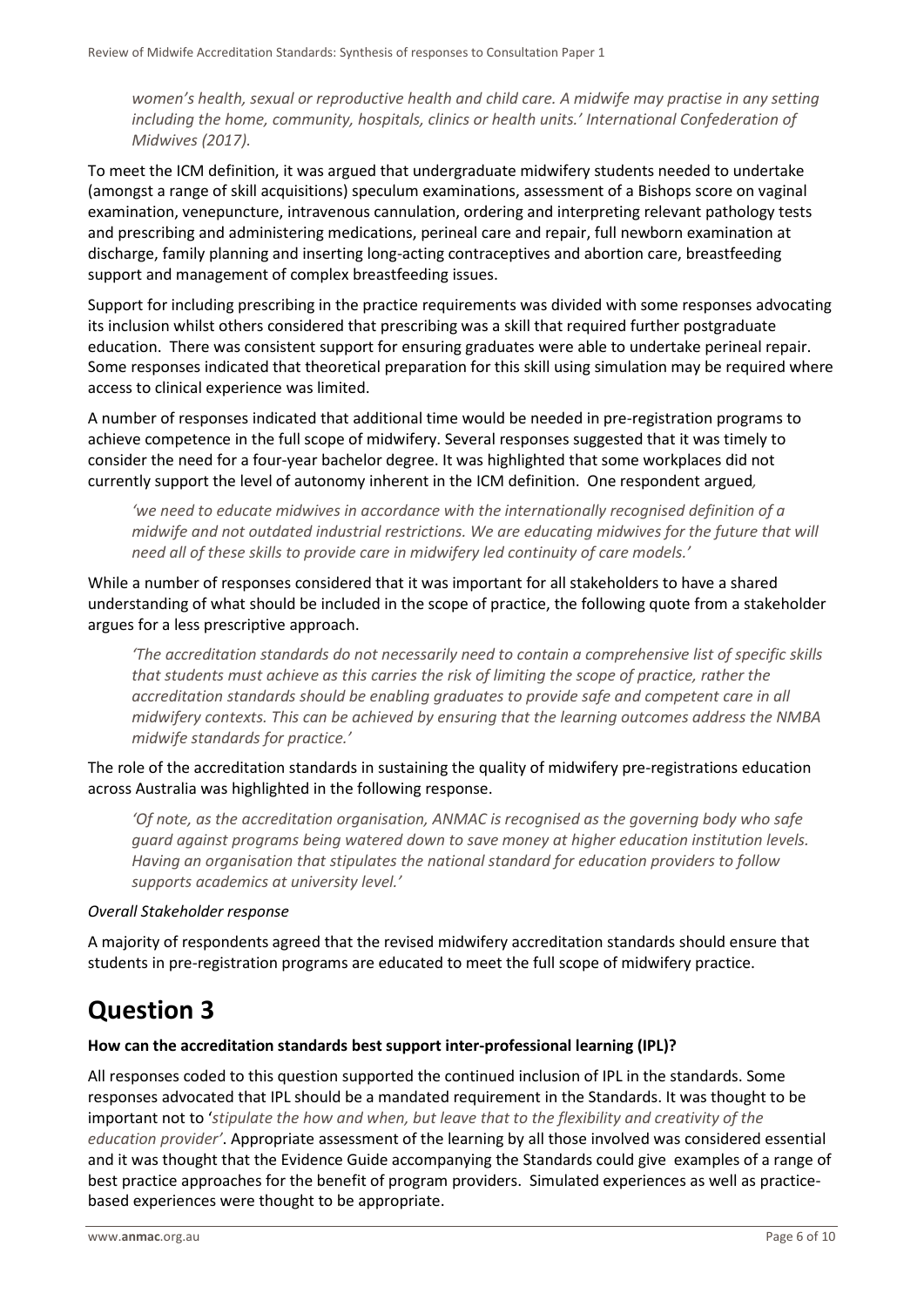*women's health, sexual or reproductive health and child care. A midwife may practise in any setting including the home, community, hospitals, clinics or health units.' International Confederation of Midwives (2017).*

To meet the ICM definition, it was argued that undergraduate midwifery students needed to undertake (amongst a range of skill acquisitions) speculum examinations, assessment of a Bishops score on vaginal examination, venepuncture, intravenous cannulation, ordering and interpreting relevant pathology tests and prescribing and administering medications, perineal care and repair, full newborn examination at discharge, family planning and inserting long-acting contraceptives and abortion care, breastfeeding support and management of complex breastfeeding issues.

Support for including prescribing in the practice requirements was divided with some responses advocating its inclusion whilst others considered that prescribing was a skill that required further postgraduate education. There was consistent support for ensuring graduates were able to undertake perineal repair. Some responses indicated that theoretical preparation for this skill using simulation may be required where access to clinical experience was limited.

A number of responses indicated that additional time would be needed in pre-registration programs to achieve competence in the full scope of midwifery. Several responses suggested that it was timely to consider the need for a four-year bachelor degree. It was highlighted that some workplaces did not currently support the level of autonomy inherent in the ICM definition. One respondent argued,

> *'we need to educate midwives in accordance with the internationally recognised definition of a midwife and not outdated industrial restrictions. We are educating midwives for the future that will need all of these skills to provide care in midwifery led continuity of care models.'*

While a number of responses considered that it was important for all stakeholders to have a shared understanding of what should be included in the scope of practice, the following quote from a stakeholder argues for a less prescriptive approach.

> *'The accreditation standards do not necessarily need to contain a comprehensive list of specific skills that students must achieve as this carries the risk of limiting the scope of practice, rather the accreditation standards should be enabling graduates to provide safe and competent care in all midwifery contexts. This can be achieved by ensuring that the learning outcomes address the NMBA midwife standards for practice.'*

The role of the accreditation standards in sustaining the quality of midwifery pre-registrations education across Australia was highlighted in the following response.

> *'Of note, as the accreditation organisation, ANMAC is recognised as the governing body who safe guard against programs being watered down to save money at higher education institution levels. Having an organisation that stipulates the national standard for education providers to follow supports academics at university level.'*

*Overall Stakeholder response*

A majority of respondents agreed that the revised midwifery accreditation standards should ensure that students in pre-registration programs are educated to meet the full scope of midwifery practice.

# Question 3

**How can the accreditation standards best support inter-professional learning (IPL)?**

All responses coded to this question supported the continued inclusion of IPL in the standards. Some responses advocated that IPL should be a mandated requirement in the Standards. It was thought to be important not to '*stipulate the how and when, but leave that to the flexibility and creativity of the education provider'*. Appropriate assessment of the learning by all those involved was considered essential and it was thought that the Evidence Guide accompanying the Standards could give examples of a range of best practice approaches for the benefit of program providers. Simulated experiences as well as practice-based experiences were thought to be appropriate.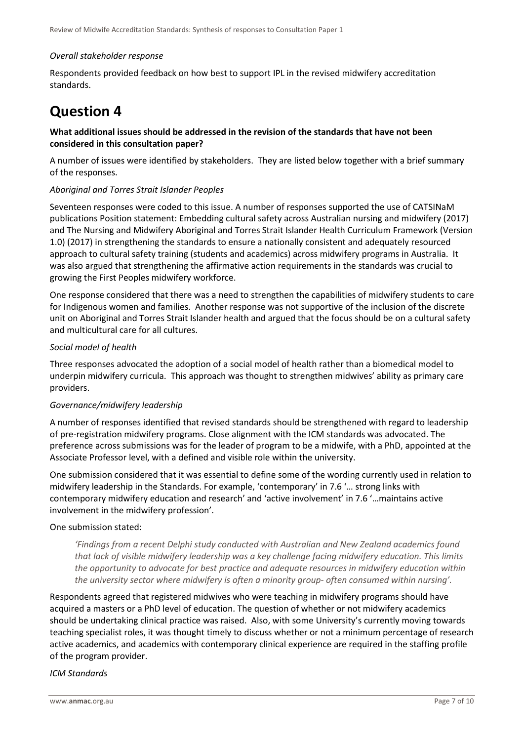*Overall stakeholder response*

Respondents provided feedback on how best to support IPL in the revised midwifery accreditation standards.

# Question 4

**What additional issues should be addressed in the revision of the standards that have not been considered in this consultation paper?**

A number of issues were identified by stakeholders. They are listed below together with a brief summary of the responses.

*Aboriginal and Torres Strait Islander Peoples*

Seventeen responses were coded to this issue. A number of responses supported the use of CATSINaM publications Position statement: Embedding cultural safety across Australian nursing and midwifery (2017) and The Nursing and Midwifery Aboriginal and Torres Strait Islander Health Curriculum Framework (Version 1.0) (2017) in strengthening the standards to ensure a nationally consistent and adequately resourced approach to cultural safety training (students and academics) across midwifery programs in Australia. It was also argued that strengthening the affirmative action requirements in the standards was crucial to growing the First Peoples midwifery workforce.

One response considered that there was a need to strengthen the capabilities of midwifery students to care for Indigenous women and families. Another response was not supportive of the inclusion of the discrete unit on Aboriginal and Torres Strait Islander health and argued that the focus should be on a cultural safety and multicultural care for all cultures.

*Social model of health*

Three responses advocated the adoption of a social model of health rather than a biomedical model to underpin midwifery curricula. This approach was thought to strengthen midwives' ability as primary care providers.

*Governance/midwifery leadership*

A number of responses identified that revised standards should be strengthened with regard to leadership of pre-registration midwifery programs. Close alignment with the ICM standards was advocated. The preference across submissions was for the leader of program to be a midwife, with a PhD, appointed at the Associate Professor level, with a defined and visible role within the university.

One submission considered that it was essential to define some of the wording currently used in relation to midwifery leadership in the Standards. For example, 'contemporary' in 7.6 '… strong links with contemporary midwifery education and research' and 'active involvement' in 7.6 '…maintains active involvement in the midwifery profession'.

One submission stated:

> *'Findings from a recent Delphi study conducted with Australian and New Zealand academics found that lack of visible midwifery leadership was a key challenge facing midwifery education. This limits the opportunity to advocate for best practice and adequate resources in midwifery education within the university sector where midwifery is often a minority group- often consumed within nursing'.*

Respondents agreed that registered midwives who were teaching in midwifery programs should have acquired a masters or a PhD level of education. The question of whether or not midwifery academics should be undertaking clinical practice was raised. Also, with some University's currently moving towards teaching specialist roles, it was thought timely to discuss whether or not a minimum percentage of research active academics, and academics with contemporary clinical experience are required in the staffing profile of the program provider.

*ICM Standards*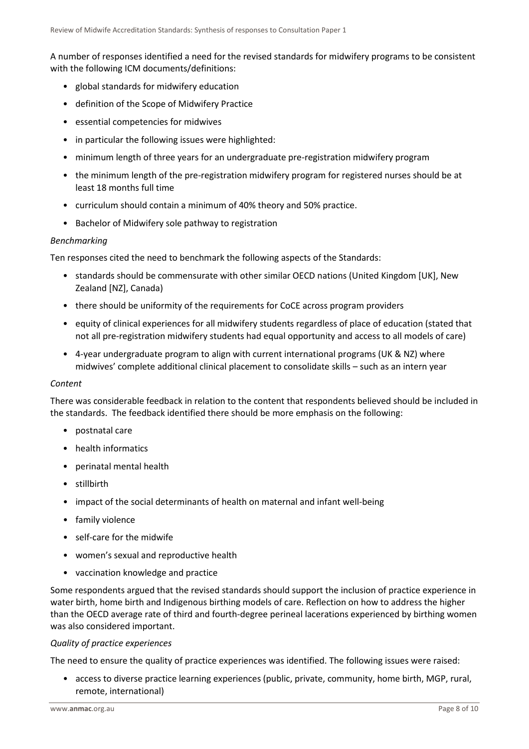A number of responses identified a need for the revised standards for midwifery programs to be consistent with the following ICM documents/definitions:

- global standards for midwifery education
- definition of the Scope of Midwifery Practice
- essential competencies for midwives
- in particular the following issues were highlighted:
- minimum length of three years for an undergraduate pre-registration midwifery program
- the minimum length of the pre-registration midwifery program for registered nurses should be at least 18 months full time
- curriculum should contain a minimum of 40% theory and 50% practice.
- Bachelor of Midwifery sole pathway to registration

*Benchmarking*

Ten responses cited the need to benchmark the following aspects of the Standards:

- standards should be commensurate with other similar OECD nations (United Kingdom [UK], New Zealand [NZ], Canada)
- there should be uniformity of the requirements for CoCE across program providers
- equity of clinical experiences for all midwifery students regardless of place of education (stated that not all pre-registration midwifery students had equal opportunity and access to all models of care)
- 4-year undergraduate program to align with current international programs (UK & NZ) where midwives' complete additional clinical placement to consolidate skills – such as an intern year

*Content*

There was considerable feedback in relation to the content that respondents believed should be included in the standards. The feedback identified there should be more emphasis on the following:

- postnatal care
- health informatics
- perinatal mental health
- stillbirth
- impact of the social determinants of health on maternal and infant well-being
- family violence
- self-care for the midwife
- women's sexual and reproductive health
- vaccination knowledge and practice

Some respondents argued that the revised standards should support the inclusion of practice experience in water birth, home birth and Indigenous birthing models of care. Reflection on how to address the higher than the OECD average rate of third and fourth-degree perineal lacerations experienced by birthing women was also considered important.

*Quality of practice experiences*

The need to ensure the quality of practice experiences was identified. The following issues were raised:

- access to diverse practice learning experiences (public, private, community, home birth, MGP, rural, remote, international)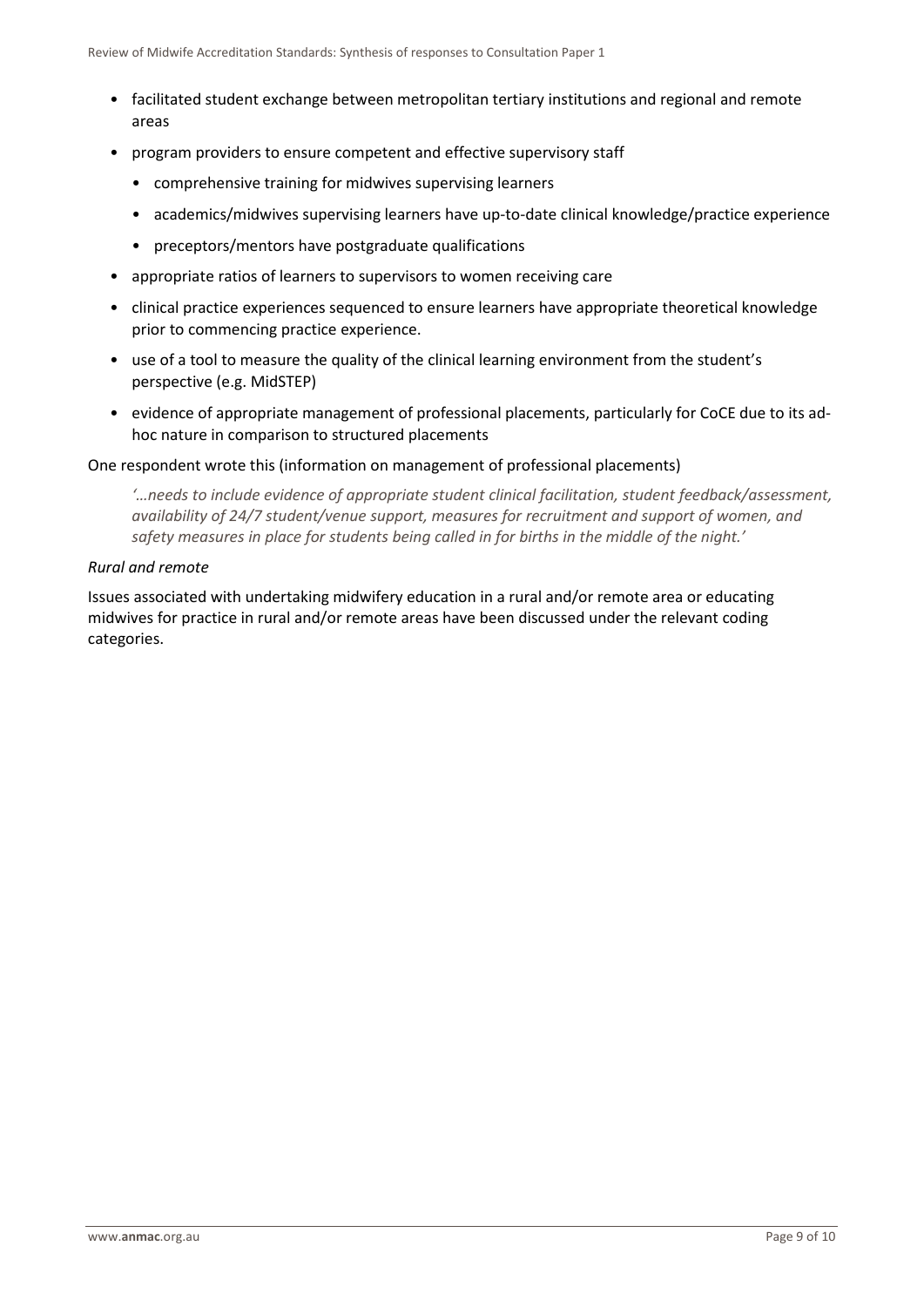- facilitated student exchange between metropolitan tertiary institutions and regional and remote areas
- program providers to ensure competent and effective supervisory staff
  - comprehensive training for midwives supervising learners
  - academics/midwives supervising learners have up-to-date clinical knowledge/practice experience
  - preceptors/mentors have postgraduate qualifications
- appropriate ratios of learners to supervisors to women receiving care
- clinical practice experiences sequenced to ensure learners have appropriate theoretical knowledge prior to commencing practice experience.
- use of a tool to measure the quality of the clinical learning environment from the student's perspective (e.g. MidSTEP)
- evidence of appropriate management of professional placements, particularly for CoCE due to its ad-hoc nature in comparison to structured placements

One respondent wrote this (information on management of professional placements)

> *'…needs to include evidence of appropriate student clinical facilitation, student feedback/assessment, availability of 24/7 student/venue support, measures for recruitment and support of women, and safety measures in place for students being called in for births in the middle of the night.'*

*Rural and remote*

Issues associated with undertaking midwifery education in a rural and/or remote area or educating midwives for practice in rural and/or remote areas have been discussed under the relevant coding categories.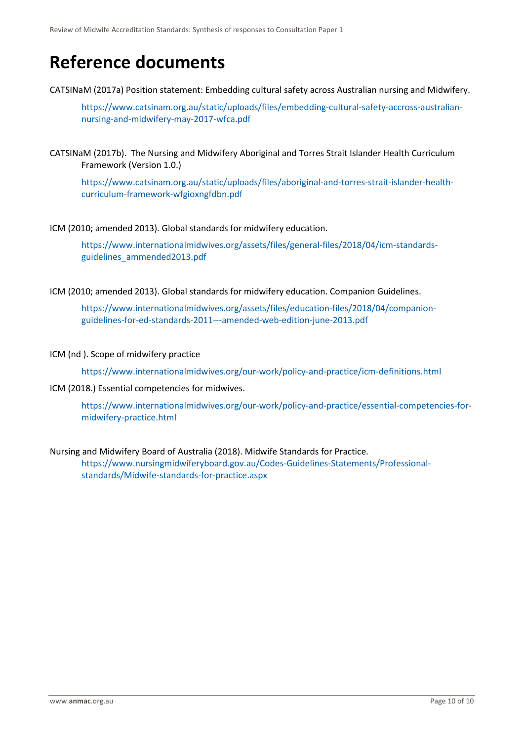# Reference documents

CATSINaM (2017a) Position statement: Embedding cultural safety across Australian nursing and Midwifery.

https://www.catsinam.org.au/static/uploads/files/embedding-cultural-safety-accross-australian-nursing-and-midwifery-may-2017-wfca.pdf

CATSINaM (2017b). The Nursing and Midwifery Aboriginal and Torres Strait Islander Health Curriculum Framework (Version 1.0.)

https://www.catsinam.org.au/static/uploads/files/aboriginal-and-torres-strait-islander-health-curriculum-framework-wfgioxngfdbn.pdf

ICM (2010; amended 2013). Global standards for midwifery education.

https://www.internationalmidwives.org/assets/files/general-files/2018/04/icm-standards-guidelines_ammended2013.pdf

ICM (2010; amended 2013). Global standards for midwifery education. Companion Guidelines.

https://www.internationalmidwives.org/assets/files/education-files/2018/04/companion-guidelines-for-ed-standards-2011---amended-web-edition-june-2013.pdf

ICM (nd ). Scope of midwifery practice

https://www.internationalmidwives.org/our-work/policy-and-practice/icm-definitions.html

ICM (2018.) Essential competencies for midwives.

https://www.internationalmidwives.org/our-work/policy-and-practice/essential-competencies-for-midwifery-practice.html

Nursing and Midwifery Board of Australia (2018). Midwife Standards for Practice.
https://www.nursingmidwiferyboard.gov.au/Codes-Guidelines-Statements/Professional-standards/Midwife-standards-for-practice.aspx